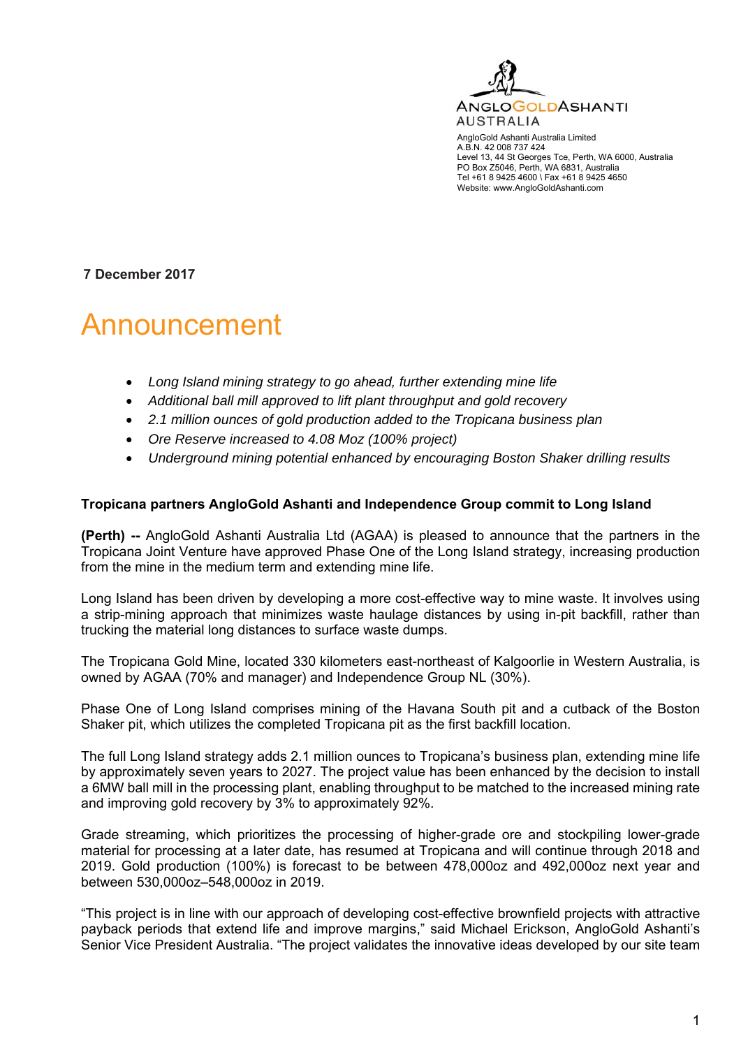ANGLOGOLDASHANTI
AUSTRALIA

AngloGold Ashanti Australia Limited
A.B.N. 42 008 737 424
Level 13, 44 St Georges Tce, Perth, WA 6000, Australia
PO Box Z5046, Perth, WA 6831, Australia
Tel +61 8 9425 4600 \ Fax +61 8 9425 4650
Website: www.AngloGoldAshanti.com

**7 December 2017**

# Announcement

- *Long Island mining strategy to go ahead, further extending mine life*
- *Additional ball mill approved to lift plant throughput and gold recovery*
- *2.1 million ounces of gold production added to the Tropicana business plan*
- *Ore Reserve increased to 4.08 Moz (100% project)*
- *Underground mining potential enhanced by encouraging Boston Shaker drilling results*

**Tropicana partners AngloGold Ashanti and Independence Group commit to Long Island**

**(Perth) --** AngloGold Ashanti Australia Ltd (AGAA) is pleased to announce that the partners in the Tropicana Joint Venture have approved Phase One of the Long Island strategy, increasing production from the mine in the medium term and extending mine life.

Long Island has been driven by developing a more cost-effective way to mine waste. It involves using a strip-mining approach that minimizes waste haulage distances by using in-pit backfill, rather than trucking the material long distances to surface waste dumps.

The Tropicana Gold Mine, located 330 kilometers east-northeast of Kalgoorlie in Western Australia, is owned by AGAA (70% and manager) and Independence Group NL (30%).

Phase One of Long Island comprises mining of the Havana South pit and a cutback of the Boston Shaker pit, which utilizes the completed Tropicana pit as the first backfill location.

The full Long Island strategy adds 2.1 million ounces to Tropicana's business plan, extending mine life by approximately seven years to 2027. The project value has been enhanced by the decision to install a 6MW ball mill in the processing plant, enabling throughput to be matched to the increased mining rate and improving gold recovery by 3% to approximately 92%.

Grade streaming, which prioritizes the processing of higher-grade ore and stockpiling lower-grade material for processing at a later date, has resumed at Tropicana and will continue through 2018 and 2019. Gold production (100%) is forecast to be between 478,000oz and 492,000oz next year and between 530,000oz–548,000oz in 2019.

"This project is in line with our approach of developing cost-effective brownfield projects with attractive payback periods that extend life and improve margins," said Michael Erickson, AngloGold Ashanti's Senior Vice President Australia. "The project validates the innovative ideas developed by our site team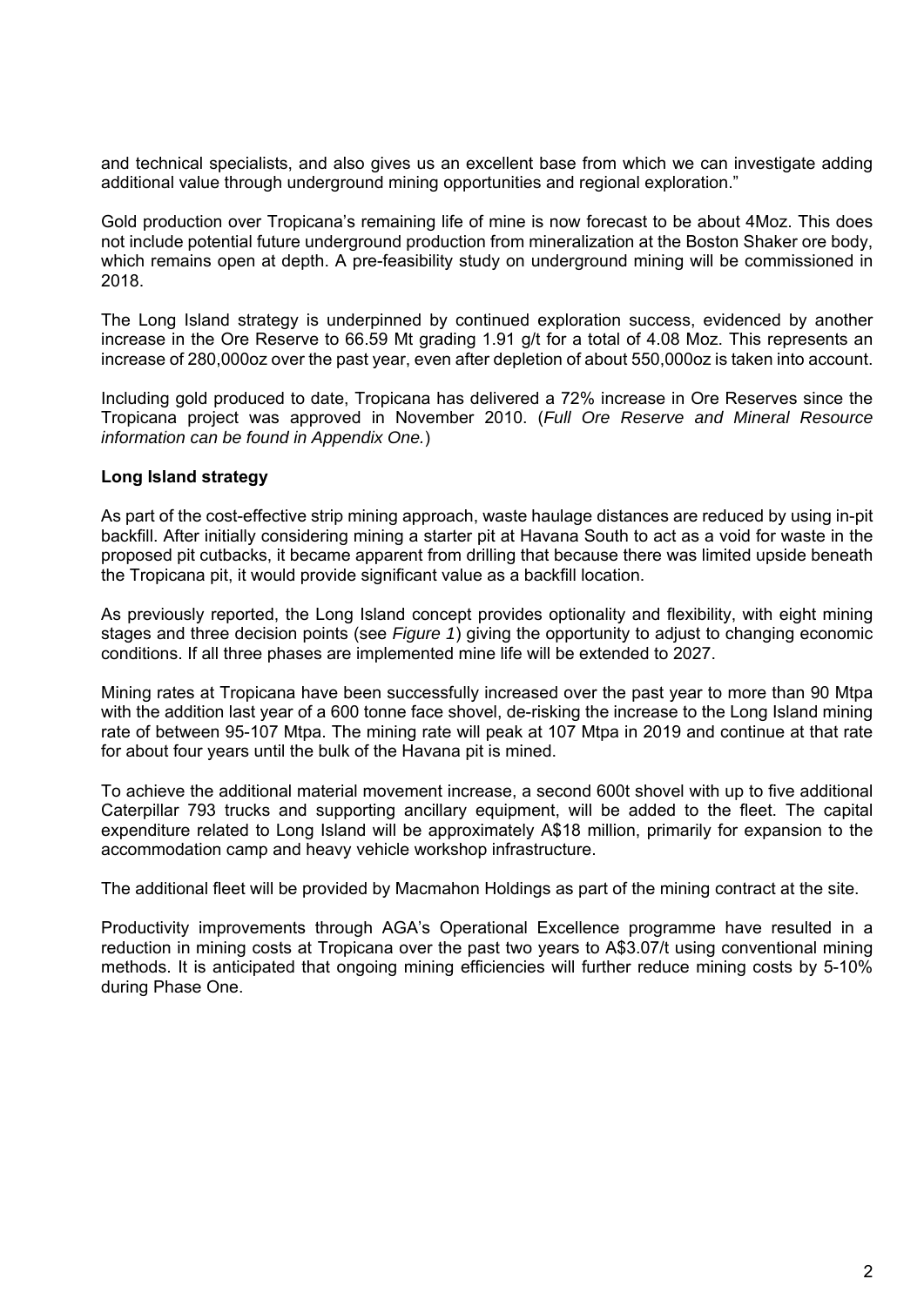and technical specialists, and also gives us an excellent base from which we can investigate adding additional value through underground mining opportunities and regional exploration."

Gold production over Tropicana's remaining life of mine is now forecast to be about 4Moz. This does not include potential future underground production from mineralization at the Boston Shaker ore body, which remains open at depth. A pre-feasibility study on underground mining will be commissioned in 2018.

The Long Island strategy is underpinned by continued exploration success, evidenced by another increase in the Ore Reserve to 66.59 Mt grading 1.91 g/t for a total of 4.08 Moz. This represents an increase of 280,000oz over the past year, even after depletion of about 550,000oz is taken into account.

Including gold produced to date, Tropicana has delivered a 72% increase in Ore Reserves since the Tropicana project was approved in November 2010. (*Full Ore Reserve and Mineral Resource information can be found in Appendix One.*)

**Long Island strategy**

As part of the cost-effective strip mining approach, waste haulage distances are reduced by using in-pit backfill. After initially considering mining a starter pit at Havana South to act as a void for waste in the proposed pit cutbacks, it became apparent from drilling that because there was limited upside beneath the Tropicana pit, it would provide significant value as a backfill location.

As previously reported, the Long Island concept provides optionality and flexibility, with eight mining stages and three decision points (see *Figure 1*) giving the opportunity to adjust to changing economic conditions. If all three phases are implemented mine life will be extended to 2027.

Mining rates at Tropicana have been successfully increased over the past year to more than 90 Mtpa with the addition last year of a 600 tonne face shovel, de-risking the increase to the Long Island mining rate of between 95-107 Mtpa. The mining rate will peak at 107 Mtpa in 2019 and continue at that rate for about four years until the bulk of the Havana pit is mined.

To achieve the additional material movement increase, a second 600t shovel with up to five additional Caterpillar 793 trucks and supporting ancillary equipment, will be added to the fleet. The capital expenditure related to Long Island will be approximately A$18 million, primarily for expansion to the accommodation camp and heavy vehicle workshop infrastructure.

The additional fleet will be provided by Macmahon Holdings as part of the mining contract at the site.

Productivity improvements through AGA's Operational Excellence programme have resulted in a reduction in mining costs at Tropicana over the past two years to A$3.07/t using conventional mining methods. It is anticipated that ongoing mining efficiencies will further reduce mining costs by 5-10% during Phase One.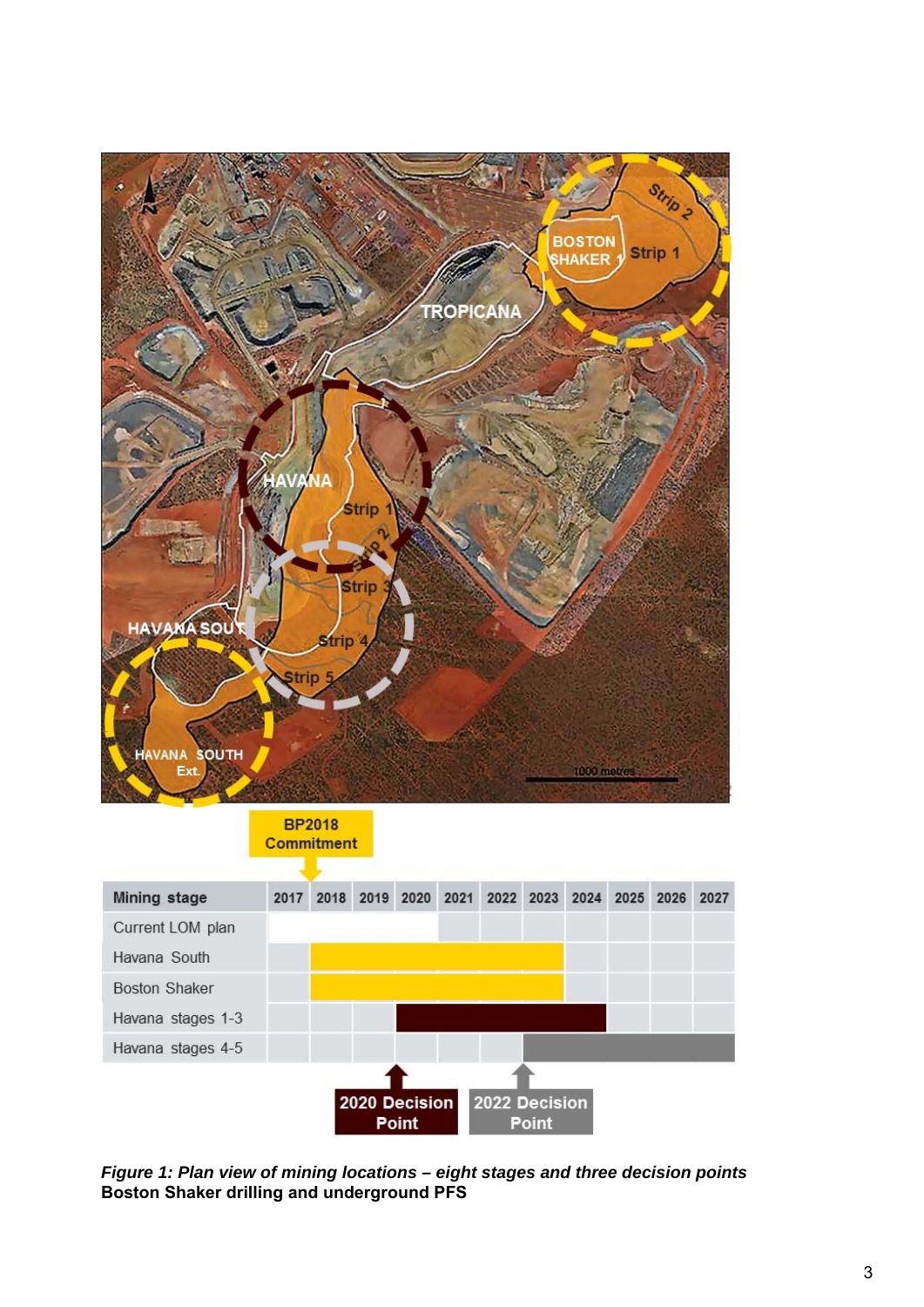*Figure 1: Plan view of mining locations – eight stages and three decision points*

**Boston Shaker drilling and underground PFS**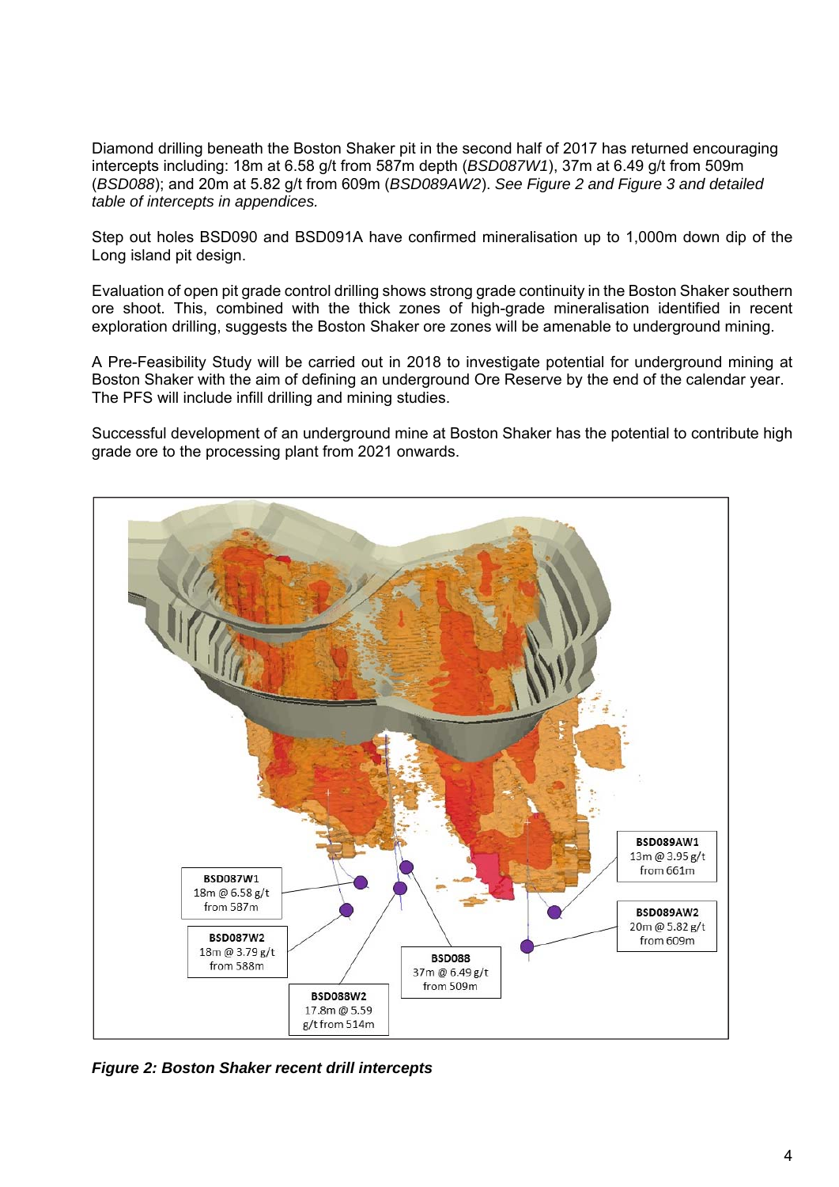Diamond drilling beneath the Boston Shaker pit in the second half of 2017 has returned encouraging intercepts including: 18m at 6.58 g/t from 587m depth (*BSD087W1*), 37m at 6.49 g/t from 509m (*BSD088*); and 20m at 5.82 g/t from 609m (*BSD089AW2*). *See Figure 2 and Figure 3 and detailed table of intercepts in appendices.*

Step out holes BSD090 and BSD091A have confirmed mineralisation up to 1,000m down dip of the Long island pit design.

Evaluation of open pit grade control drilling shows strong grade continuity in the Boston Shaker southern ore shoot. This, combined with the thick zones of high-grade mineralisation identified in recent exploration drilling, suggests the Boston Shaker ore zones will be amenable to underground mining.

A Pre-Feasibility Study will be carried out in 2018 to investigate potential for underground mining at Boston Shaker with the aim of defining an underground Ore Reserve by the end of the calendar year. The PFS will include infill drilling and mining studies.

Successful development of an underground mine at Boston Shaker has the potential to contribute high grade ore to the processing plant from 2021 onwards.

**BSD087W1** 18m @ 6.58 g/t from 587m

**BSD087W2** 18m @ 3.79 g/t from 588m

**BSD088W2** 17.8m @ 5.59 g/t from 514m

**BSD088** 37m @ 6.49 g/t from 509m

**BSD089AW1** 13m @ 3.95 g/t from 661m

**BSD089AW2** 20m @ 5.82 g/t from 609m

***Figure 2: Boston Shaker recent drill intercepts***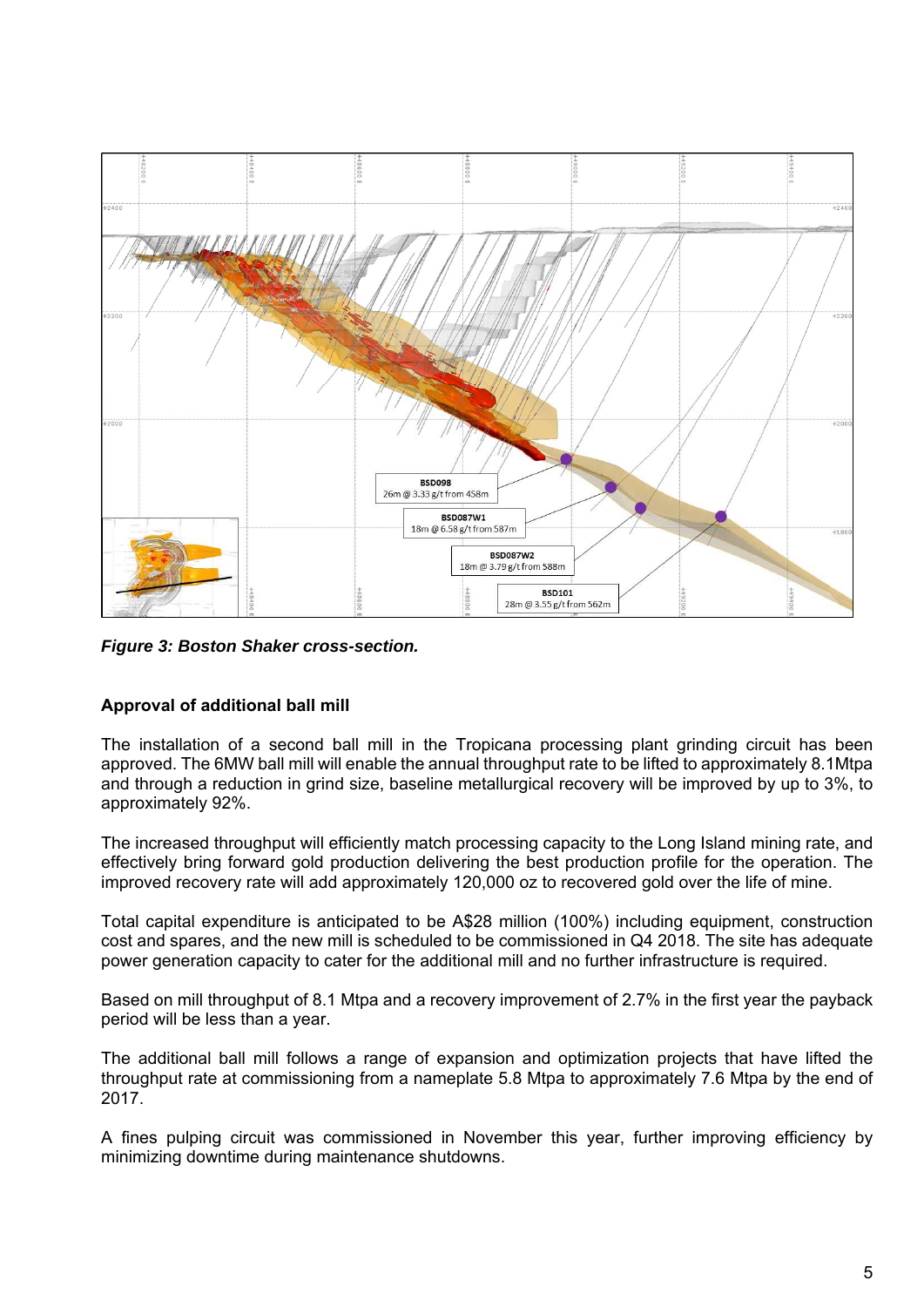*Figure 3: Boston Shaker cross-section.*

**Approval of additional ball mill**

The installation of a second ball mill in the Tropicana processing plant grinding circuit has been approved. The 6MW ball mill will enable the annual throughput rate to be lifted to approximately 8.1Mtpa and through a reduction in grind size, baseline metallurgical recovery will be improved by up to 3%, to approximately 92%.

The increased throughput will efficiently match processing capacity to the Long Island mining rate, and effectively bring forward gold production delivering the best production profile for the operation. The improved recovery rate will add approximately 120,000 oz to recovered gold over the life of mine.

Total capital expenditure is anticipated to be A$28 million (100%) including equipment, construction cost and spares, and the new mill is scheduled to be commissioned in Q4 2018. The site has adequate power generation capacity to cater for the additional mill and no further infrastructure is required.

Based on mill throughput of 8.1 Mtpa and a recovery improvement of 2.7% in the first year the payback period will be less than a year.

The additional ball mill follows a range of expansion and optimization projects that have lifted the throughput rate at commissioning from a nameplate 5.8 Mtpa to approximately 7.6 Mtpa by the end of 2017.

A fines pulping circuit was commissioned in November this year, further improving efficiency by minimizing downtime during maintenance shutdowns.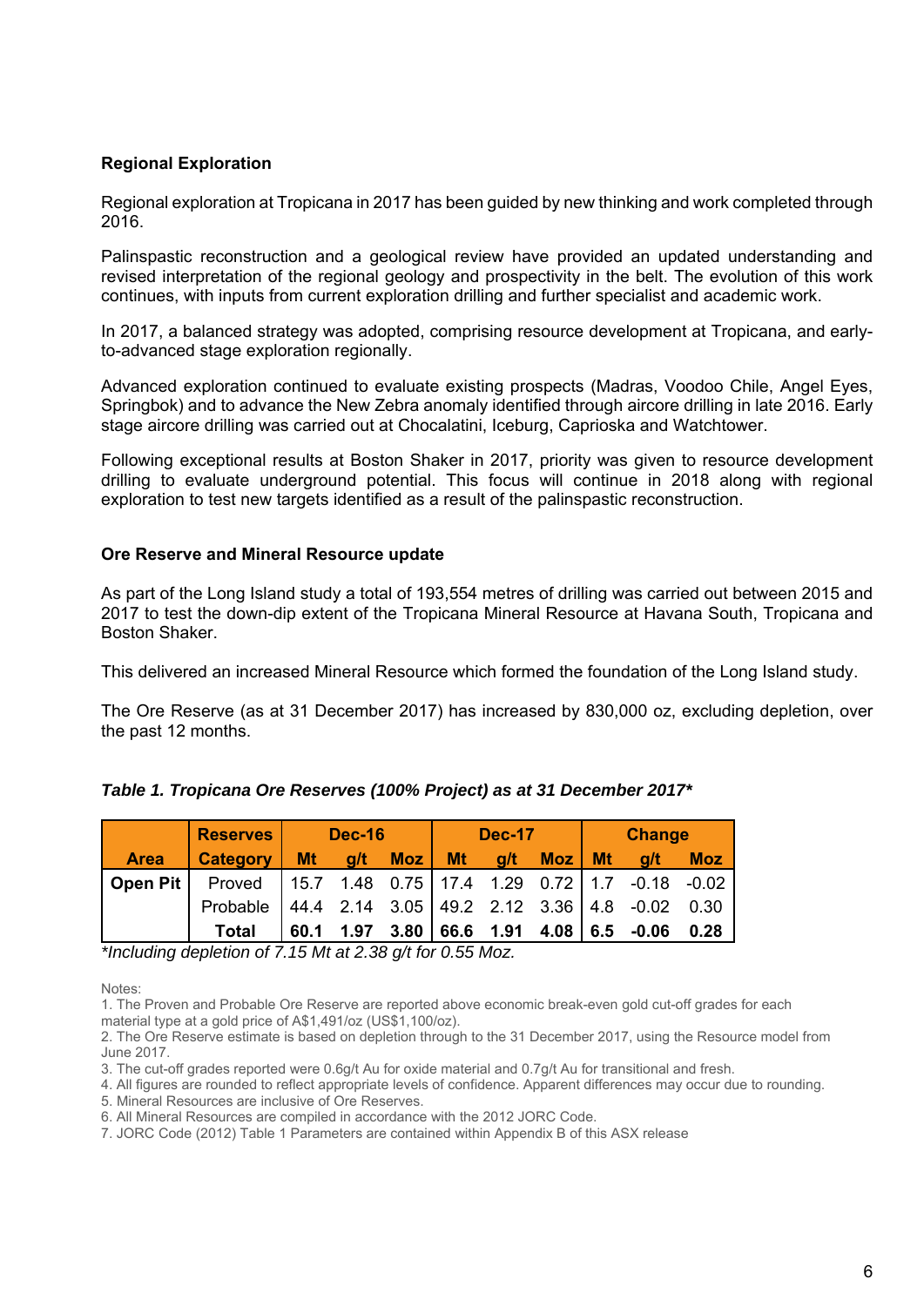### Regional Exploration

Regional exploration at Tropicana in 2017 has been guided by new thinking and work completed through 2016.

Palinspastic reconstruction and a geological review have provided an updated understanding and revised interpretation of the regional geology and prospectivity in the belt. The evolution of this work continues, with inputs from current exploration drilling and further specialist and academic work.

In 2017, a balanced strategy was adopted, comprising resource development at Tropicana, and early-to-advanced stage exploration regionally.

Advanced exploration continued to evaluate existing prospects (Madras, Voodoo Chile, Angel Eyes, Springbok) and to advance the New Zebra anomaly identified through aircore drilling in late 2016. Early stage aircore drilling was carried out at Chocalatini, Iceburg, Caprioska and Watchtower.

Following exceptional results at Boston Shaker in 2017, priority was given to resource development drilling to evaluate underground potential. This focus will continue in 2018 along with regional exploration to test new targets identified as a result of the palinspastic reconstruction.

### Ore Reserve and Mineral Resource update

As part of the Long Island study a total of 193,554 metres of drilling was carried out between 2015 and 2017 to test the down-dip extent of the Tropicana Mineral Resource at Havana South, Tropicana and Boston Shaker.

This delivered an increased Mineral Resource which formed the foundation of the Long Island study.

The Ore Reserve (as at 31 December 2017) has increased by 830,000 oz, excluding depletion, over the past 12 months.

***Table 1. Tropicana Ore Reserves (100% Project) as at 31 December 2017****

| | Reserves | Dec-16 | | | Dec-17 | | | Change | | |
|---|---|---|---|---|---|---|---|---|---|---|
| **Area** | **Category** | **Mt** | **g/t** | **Moz** | **Mt** | **g/t** | **Moz** | **Mt** | **g/t** | **Moz** |
| **Open Pit** | Proved | 15.7 | 1.48 | 0.75 | 17.4 | 1.29 | 0.72 | 1.7 | -0.18 | -0.02 |
| | Probable | 44.4 | 2.14 | 3.05 | 49.2 | 2.12 | 3.36 | 4.8 | -0.02 | 0.30 |
| | **Total** | **60.1** | **1.97** | **3.80** | **66.6** | **1.91** | **4.08** | **6.5** | **-0.06** | **0.28** |

*\*Including depletion of 7.15 Mt at 2.38 g/t for 0.55 Moz.*

Notes:

1. The Proven and Probable Ore Reserve are reported above economic break-even gold cut-off grades for each material type at a gold price of A$1,491/oz (US$1,100/oz).
2. The Ore Reserve estimate is based on depletion through to the 31 December 2017, using the Resource model from June 2017.
3. The cut-off grades reported were 0.6g/t Au for oxide material and 0.7g/t Au for transitional and fresh.
4. All figures are rounded to reflect appropriate levels of confidence. Apparent differences may occur due to rounding.
5. Mineral Resources are inclusive of Ore Reserves.
6. All Mineral Resources are compiled in accordance with the 2012 JORC Code.
7. JORC Code (2012) Table 1 Parameters are contained within Appendix B of this ASX release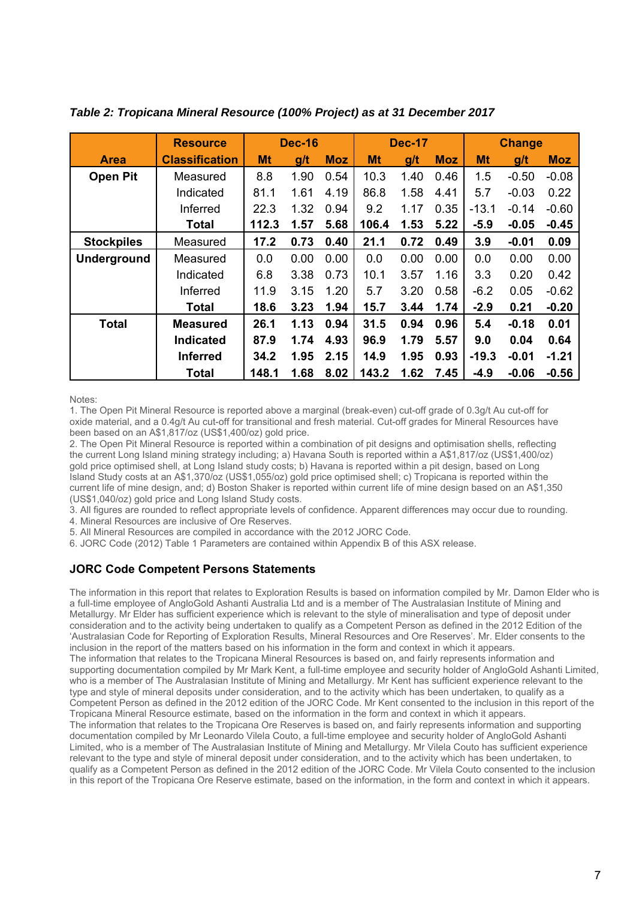*Table 2: Tropicana Mineral Resource (100% Project) as at 31 December 2017*

| Area | Resource Classification | Dec-16 | | | Dec-17 | | | Change | | |
|---|---|---|---|---|---|---|---|---|---|---|
| | | Mt | g/t | Moz | Mt | g/t | Moz | Mt | g/t | Moz |
| **Open Pit** | Measured | 8.8 | 1.90 | 0.54 | 10.3 | 1.40 | 0.46 | 1.5 | -0.50 | -0.08 |
| | Indicated | 81.1 | 1.61 | 4.19 | 86.8 | 1.58 | 4.41 | 5.7 | -0.03 | 0.22 |
| | Inferred | 22.3 | 1.32 | 0.94 | 9.2 | 1.17 | 0.35 | -13.1 | -0.14 | -0.60 |
| | **Total** | **112.3** | **1.57** | **5.68** | **106.4** | **1.53** | **5.22** | **-5.9** | **-0.05** | **-0.45** |
| **Stockpiles** | Measured | **17.2** | **0.73** | **0.40** | **21.1** | **0.72** | **0.49** | **3.9** | **-0.01** | **0.09** |
| **Underground** | Measured | 0.0 | 0.00 | 0.00 | 0.0 | 0.00 | 0.00 | 0.0 | 0.00 | 0.00 |
| | Indicated | 6.8 | 3.38 | 0.73 | 10.1 | 3.57 | 1.16 | 3.3 | 0.20 | 0.42 |
| | Inferred | 11.9 | 3.15 | 1.20 | 5.7 | 3.20 | 0.58 | -6.2 | 0.05 | -0.62 |
| | **Total** | **18.6** | **3.23** | **1.94** | **15.7** | **3.44** | **1.74** | **-2.9** | **0.21** | **-0.20** |
| **Total** | **Measured** | **26.1** | **1.13** | **0.94** | **31.5** | **0.94** | **0.96** | **5.4** | **-0.18** | **0.01** |
| | **Indicated** | **87.9** | **1.74** | **4.93** | **96.9** | **1.79** | **5.57** | **9.0** | **0.04** | **0.64** |
| | **Inferred** | **34.2** | **1.95** | **2.15** | **14.9** | **1.95** | **0.93** | **-19.3** | **-0.01** | **-1.21** |
| | **Total** | **148.1** | **1.68** | **8.02** | **143.2** | **1.62** | **7.45** | **-4.9** | **-0.06** | **-0.56** |

Notes:

1. The Open Pit Mineral Resource is reported above a marginal (break-even) cut-off grade of 0.3g/t Au cut-off for oxide material, and a 0.4g/t Au cut-off for transitional and fresh material. Cut-off grades for Mineral Resources have been based on an A$1,817/oz (US$1,400/oz) gold price.
2. The Open Pit Mineral Resource is reported within a combination of pit designs and optimisation shells, reflecting the current Long Island mining strategy including; a) Havana South is reported within a A$1,817/oz (US$1,400/oz) gold price optimised shell, at Long Island study costs; b) Havana is reported within a pit design, based on Long Island Study costs at an A$1,370/oz (US$1,055/oz) gold price optimised shell; c) Tropicana is reported within the current life of mine design, and; d) Boston Shaker is reported within current life of mine design based on an A$1,350 (US$1,040/oz) gold price and Long Island Study costs.
3. All figures are rounded to reflect appropriate levels of confidence. Apparent differences may occur due to rounding.
4. Mineral Resources are inclusive of Ore Reserves.
5. All Mineral Resources are compiled in accordance with the 2012 JORC Code.
6. JORC Code (2012) Table 1 Parameters are contained within Appendix B of this ASX release.

## JORC Code Competent Persons Statements

The information in this report that relates to Exploration Results is based on information compiled by Mr. Damon Elder who is a full-time employee of AngloGold Ashanti Australia Ltd and is a member of The Australasian Institute of Mining and Metallurgy. Mr Elder has sufficient experience which is relevant to the style of mineralisation and type of deposit under consideration and to the activity being undertaken to qualify as a Competent Person as defined in the 2012 Edition of the 'Australasian Code for Reporting of Exploration Results, Mineral Resources and Ore Reserves'. Mr. Elder consents to the inclusion in the report of the matters based on his information in the form and context in which it appears.

The information that relates to the Tropicana Mineral Resources is based on, and fairly represents information and supporting documentation compiled by Mr Mark Kent, a full-time employee and security holder of AngloGold Ashanti Limited, who is a member of The Australasian Institute of Mining and Metallurgy. Mr Kent has sufficient experience relevant to the type and style of mineral deposits under consideration, and to the activity which has been undertaken, to qualify as a Competent Person as defined in the 2012 edition of the JORC Code. Mr Kent consented to the inclusion in this report of the Tropicana Mineral Resource estimate, based on the information in the form and context in which it appears.

The information that relates to the Tropicana Ore Reserves is based on, and fairly represents information and supporting documentation compiled by Mr Leonardo Vilela Couto, a full-time employee and security holder of AngloGold Ashanti Limited, who is a member of The Australasian Institute of Mining and Metallurgy. Mr Vilela Couto has sufficient experience relevant to the type and style of mineral deposit under consideration, and to the activity which has been undertaken, to qualify as a Competent Person as defined in the 2012 edition of the JORC Code. Mr Vilela Couto consented to the inclusion in this report of the Tropicana Ore Reserve estimate, based on the information, in the form and context in which it appears.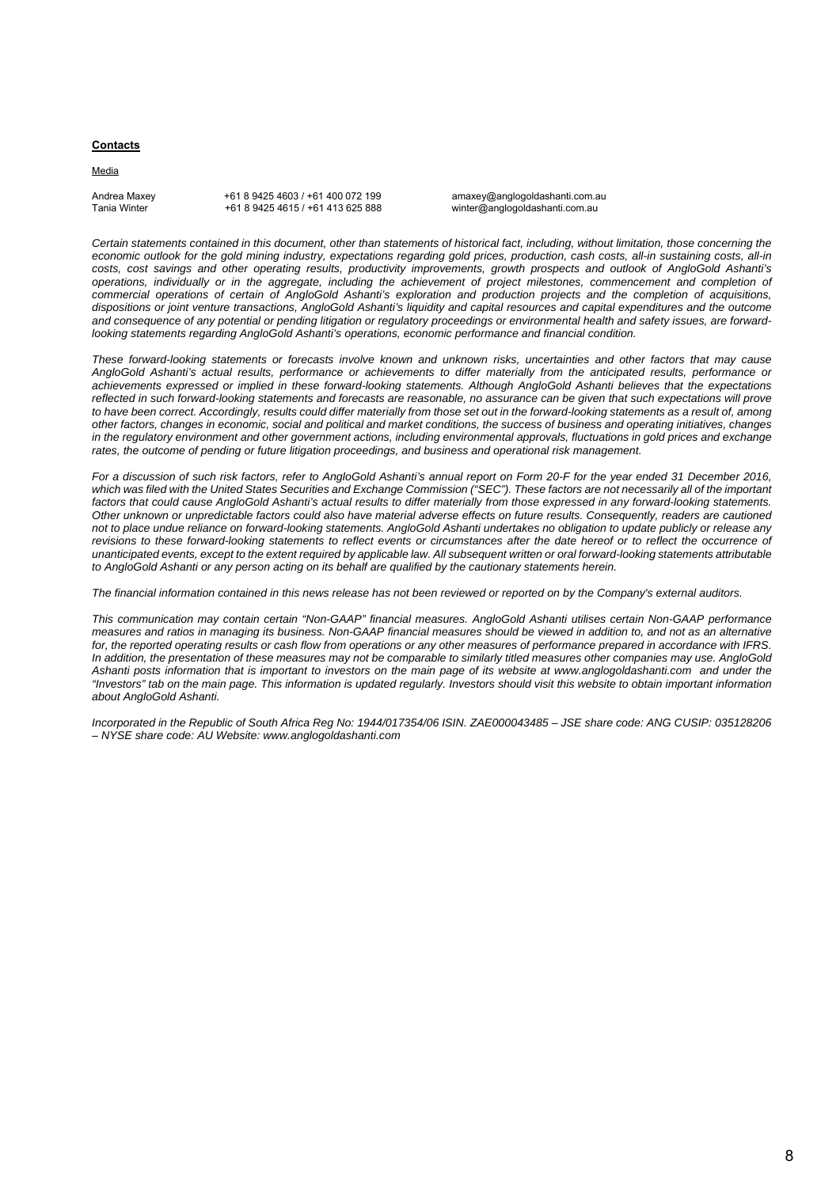**Contacts**

Media

| | | |
|---|---|---|
| Andrea Maxey | +61 8 9425 4603 / +61 400 072 199 | amaxey@anglogoldashanti.com.au |
| Tania Winter | +61 8 9425 4615 / +61 413 625 888 | winter@anglogoldashanti.com.au |

*Certain statements contained in this document, other than statements of historical fact, including, without limitation, those concerning the economic outlook for the gold mining industry, expectations regarding gold prices, production, cash costs, all-in sustaining costs, all-in costs, cost savings and other operating results, productivity improvements, growth prospects and outlook of AngloGold Ashanti's operations, individually or in the aggregate, including the achievement of project milestones, commencement and completion of commercial operations of certain of AngloGold Ashanti's exploration and production projects and the completion of acquisitions, dispositions or joint venture transactions, AngloGold Ashanti's liquidity and capital resources and capital expenditures and the outcome and consequence of any potential or pending litigation or regulatory proceedings or environmental health and safety issues, are forward-looking statements regarding AngloGold Ashanti's operations, economic performance and financial condition.*

*These forward-looking statements or forecasts involve known and unknown risks, uncertainties and other factors that may cause AngloGold Ashanti's actual results, performance or achievements to differ materially from the anticipated results, performance or achievements expressed or implied in these forward-looking statements. Although AngloGold Ashanti believes that the expectations reflected in such forward-looking statements and forecasts are reasonable, no assurance can be given that such expectations will prove to have been correct. Accordingly, results could differ materially from those set out in the forward-looking statements as a result of, among other factors, changes in economic, social and political and market conditions, the success of business and operating initiatives, changes in the regulatory environment and other government actions, including environmental approvals, fluctuations in gold prices and exchange rates, the outcome of pending or future litigation proceedings, and business and operational risk management.*

*For a discussion of such risk factors, refer to AngloGold Ashanti's annual report on Form 20-F for the year ended 31 December 2016, which was filed with the United States Securities and Exchange Commission ("SEC"). These factors are not necessarily all of the important factors that could cause AngloGold Ashanti's actual results to differ materially from those expressed in any forward-looking statements. Other unknown or unpredictable factors could also have material adverse effects on future results. Consequently, readers are cautioned not to place undue reliance on forward-looking statements. AngloGold Ashanti undertakes no obligation to update publicly or release any revisions to these forward-looking statements to reflect events or circumstances after the date hereof or to reflect the occurrence of unanticipated events, except to the extent required by applicable law. All subsequent written or oral forward-looking statements attributable to AngloGold Ashanti or any person acting on its behalf are qualified by the cautionary statements herein.*

*The financial information contained in this news release has not been reviewed or reported on by the Company's external auditors.*

*This communication may contain certain "Non-GAAP" financial measures. AngloGold Ashanti utilises certain Non-GAAP performance measures and ratios in managing its business. Non-GAAP financial measures should be viewed in addition to, and not as an alternative for, the reported operating results or cash flow from operations or any other measures of performance prepared in accordance with IFRS. In addition, the presentation of these measures may not be comparable to similarly titled measures other companies may use. AngloGold Ashanti posts information that is important to investors on the main page of its website at www.anglogoldashanti.com and under the "Investors" tab on the main page. This information is updated regularly. Investors should visit this website to obtain important information about AngloGold Ashanti.*

*Incorporated in the Republic of South Africa Reg No: 1944/017354/06 ISIN. ZAE000043485 – JSE share code: ANG CUSIP: 035128206 – NYSE share code: AU Website: www.anglogoldashanti.com*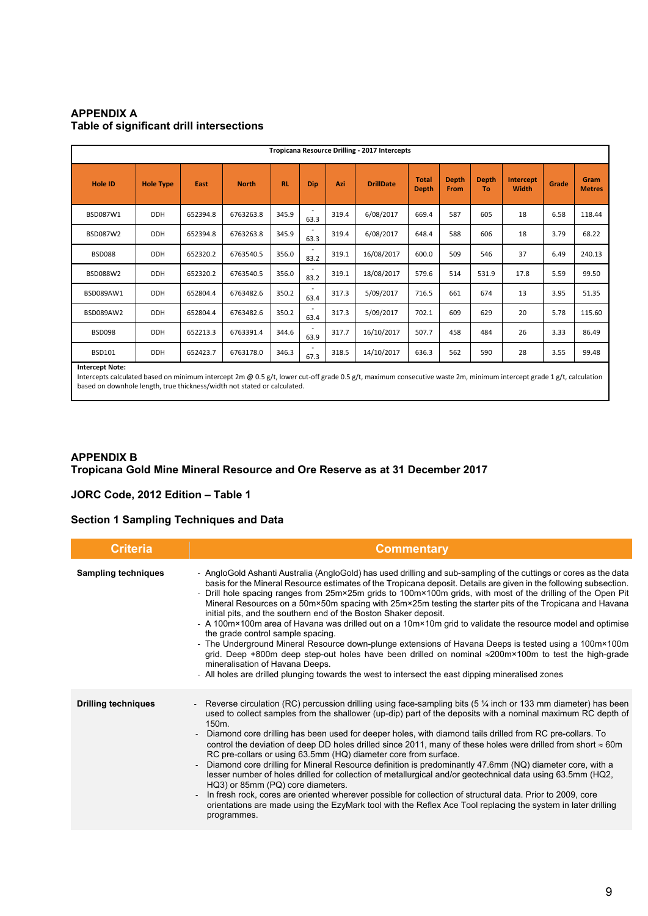## APPENDIX A
## Table of significant drill intersections

| Tropicana Resource Drilling - 2017 Intercepts | | | | | | | | | | | | | | |
|---|---|---|---|---|---|---|---|---|---|---|---|---|---|---|
| Hole ID | Hole Type | East | North | RL | Dip | Azi | DrillDate | Total Depth | Depth From | Depth To | Intercept Width | Grade | Gram Metres |
| BSD087W1 | DDH | 652394.8 | 6763263.8 | 345.9 | -63.3 | 319.4 | 6/08/2017 | 669.4 | 587 | 605 | 18 | 6.58 | 118.44 |
| BSD087W2 | DDH | 652394.8 | 6763263.8 | 345.9 | -63.3 | 319.4 | 6/08/2017 | 648.4 | 588 | 606 | 18 | 3.79 | 68.22 |
| BSD088 | DDH | 652320.2 | 6763540.5 | 356.0 | -83.2 | 319.1 | 16/08/2017 | 600.0 | 509 | 546 | 37 | 6.49 | 240.13 |
| BSD088W2 | DDH | 652320.2 | 6763540.5 | 356.0 | -83.2 | 319.1 | 18/08/2017 | 579.6 | 514 | 531.9 | 17.8 | 5.59 | 99.50 |
| BSD089AW1 | DDH | 652804.4 | 6763482.6 | 350.2 | -63.4 | 317.3 | 5/09/2017 | 716.5 | 661 | 674 | 13 | 3.95 | 51.35 |
| BSD089AW2 | DDH | 652804.4 | 6763482.6 | 350.2 | -63.4 | 317.3 | 5/09/2017 | 702.1 | 609 | 629 | 20 | 5.78 | 115.60 |
| BSD098 | DDH | 652213.3 | 6763391.4 | 344.6 | -63.9 | 317.7 | 16/10/2017 | 507.7 | 458 | 484 | 26 | 3.33 | 86.49 |
| BSD101 | DDH | 652423.7 | 6763178.0 | 346.3 | -67.3 | 318.5 | 14/10/2017 | 636.3 | 562 | 590 | 28 | 3.55 | 99.48 |

**Intercept Note:**
Intercepts calculated based on minimum intercept 2m @ 0.5 g/t, lower cut-off grade 0.5 g/t, maximum consecutive waste 2m, minimum intercept grade 1 g/t, calculation based on downhole length, true thickness/width not stated or calculated.

## APPENDIX B
## Tropicana Gold Mine Mineral Resource and Ore Reserve as at 31 December 2017

### JORC Code, 2012 Edition – Table 1

### Section 1 Sampling Techniques and Data

| Criteria | Commentary |
|---|---|
| **Sampling techniques** | - AngloGold Ashanti Australia (AngloGold) has used drilling and sub-sampling of the cuttings or cores as the data basis for the Mineral Resource estimates of the Tropicana deposit. Details are given in the following subsection.<br>- Drill hole spacing ranges from 25m×25m grids to 100m×100m grids, with most of the drilling of the Open Pit Mineral Resources on a 50m×50m spacing with 25m×25m testing the starter pits of the Tropicana and Havana initial pits, and the southern end of the Boston Shaker deposit.<br>- A 100m×100m area of Havana was drilled out on a 10m×10m grid to validate the resource model and optimise the grade control sample spacing.<br>- The Underground Mineral Resource down-plunge extensions of Havana Deeps is tested using a 100m×100m grid. Deep +800m deep step-out holes have been drilled on nominal ≈200m×100m to test the high-grade mineralisation of Havana Deeps.<br>- All holes are drilled plunging towards the west to intersect the east dipping mineralised zones |
| **Drilling techniques** | - Reverse circulation (RC) percussion drilling using face-sampling bits (5 ¼ inch or 133 mm diameter) has been used to collect samples from the shallower (up-dip) part of the deposits with a nominal maximum RC depth of 150m.<br>- Diamond core drilling has been used for deeper holes, with diamond tails drilled from RC pre-collars. To control the deviation of deep DD holes drilled since 2011, many of these holes were drilled from short ≈ 60m RC pre-collars or using 63.5mm (HQ) diameter core from surface.<br>- Diamond core drilling for Mineral Resource definition is predominantly 47.6mm (NQ) diameter core, with a lesser number of holes drilled for collection of metallurgical and/or geotechnical data using 63.5mm (HQ2, HQ3) or 85mm (PQ) core diameters.<br>- In fresh rock, cores are oriented wherever possible for collection of structural data. Prior to 2009, core orientations are made using the EzyMark tool with the Reflex Ace Tool replacing the system in later drilling programmes. |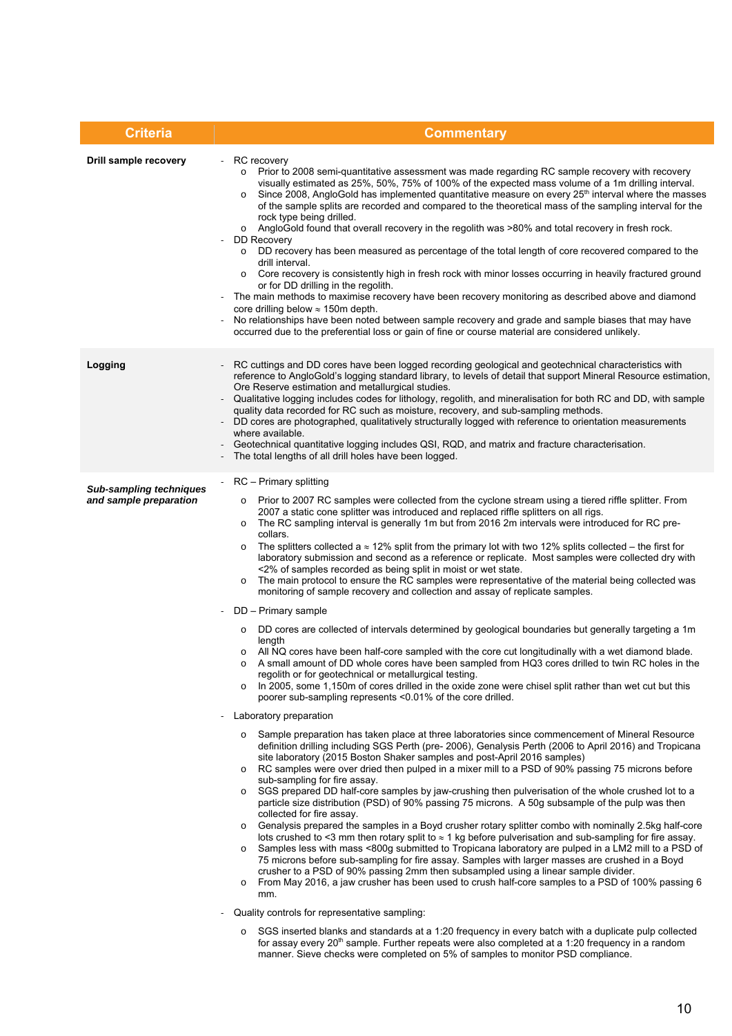| Criteria | Commentary |
|---|---|
| **Drill sample recovery** | - RC recovery<br>  o Prior to 2008 semi-quantitative assessment was made regarding RC sample recovery with recovery visually estimated as 25%, 50%, 75% of 100% of the expected mass volume of a 1m drilling interval.<br>  o Since 2008, AngloGold has implemented quantitative measure on every 25th interval where the masses of the sample splits are recorded and compared to the theoretical mass of the sampling interval for the rock type being drilled.<br>  o AngloGold found that overall recovery in the regolith was >80% and total recovery in fresh rock.<br>- DD Recovery<br>  o DD recovery has been measured as percentage of the total length of core recovered compared to the drill interval.<br>  o Core recovery is consistently high in fresh rock with minor losses occurring in heavily fractured ground or for DD drilling in the regolith.<br>- The main methods to maximise recovery have been recovery monitoring as described above and diamond core drilling below ≈ 150m depth.<br>- No relationships have been noted between sample recovery and grade and sample biases that may have occurred due to the preferential loss or gain of fine or course material are considered unlikely. |
| **Logging** | - RC cuttings and DD cores have been logged recording geological and geotechnical characteristics with reference to AngloGold's logging standard library, to levels of detail that support Mineral Resource estimation, Ore Reserve estimation and metallurgical studies.<br>- Qualitative logging includes codes for lithology, regolith, and mineralisation for both RC and DD, with sample quality data recorded for RC such as moisture, recovery, and sub-sampling methods.<br>- DD cores are photographed, qualitatively structurally logged with reference to orientation measurements where available.<br>- Geotechnical quantitative logging includes QSI, RQD, and matrix and fracture characterisation.<br>- The total lengths of all drill holes have been logged. |
| ***Sub-sampling techniques and sample preparation*** | - RC – Primary splitting<br>  o Prior to 2007 RC samples were collected from the cyclone stream using a tiered riffle splitter. From 2007 a static cone splitter was introduced and replaced riffle splitters on all rigs.<br>  o The RC sampling interval is generally 1m but from 2016 2m intervals were introduced for RC pre-collars.<br>  o The splitters collected a ≈ 12% split from the primary lot with two 12% splits collected – the first for laboratory submission and second as a reference or replicate. Most samples were collected dry with <2% of samples recorded as being split in moist or wet state.<br>  o The main protocol to ensure the RC samples were representative of the material being collected was monitoring of sample recovery and collection and assay of replicate samples.<br>- DD – Primary sample<br>  o DD cores are collected of intervals determined by geological boundaries but generally targeting a 1m length<br>  o All NQ cores have been half-core sampled with the core cut longitudinally with a wet diamond blade.<br>  o A small amount of DD whole cores have been sampled from HQ3 cores drilled to twin RC holes in the regolith or for geotechnical or metallurgical testing.<br>  o In 2005, some 1,150m of cores drilled in the oxide zone were chisel split rather than wet cut but this poorer sub-sampling represents <0.01% of the core drilled.<br>- Laboratory preparation<br>  o Sample preparation has taken place at three laboratories since commencement of Mineral Resource definition drilling including SGS Perth (pre- 2006), Genalysis Perth (2006 to April 2016) and Tropicana site laboratory (2015 Boston Shaker samples and post-April 2016 samples)<br>  o RC samples were over dried then pulped in a mixer mill to a PSD of 90% passing 75 microns before sub-sampling for fire assay.<br>  o SGS prepared DD half-core samples by jaw-crushing then pulverisation of the whole crushed lot to a particle size distribution (PSD) of 90% passing 75 microns. A 50g subsample of the pulp was then collected for fire assay.<br>  o Genalysis prepared the samples in a Boyd crusher rotary splitter combo with nominally 2.5kg half-core lots crushed to <3 mm then rotary split to ≈ 1 kg before pulverisation and sub-sampling for fire assay.<br>  o Samples less with mass <800g submitted to Tropicana laboratory are pulped in a LM2 mill to a PSD of 75 microns before sub-sampling for fire assay. Samples with larger masses are crushed in a Boyd crusher to a PSD of 90% passing 2mm then subsampled using a linear sample divider.<br>  o From May 2016, a jaw crusher has been used to crush half-core samples to a PSD of 100% passing 6 mm.<br>- Quality controls for representative sampling:<br>  o SGS inserted blanks and standards at a 1:20 frequency in every batch with a duplicate pulp collected for assay every 20th sample. Further repeats were also completed at a 1:20 frequency in a random manner. Sieve checks were completed on 5% of samples to monitor PSD compliance. |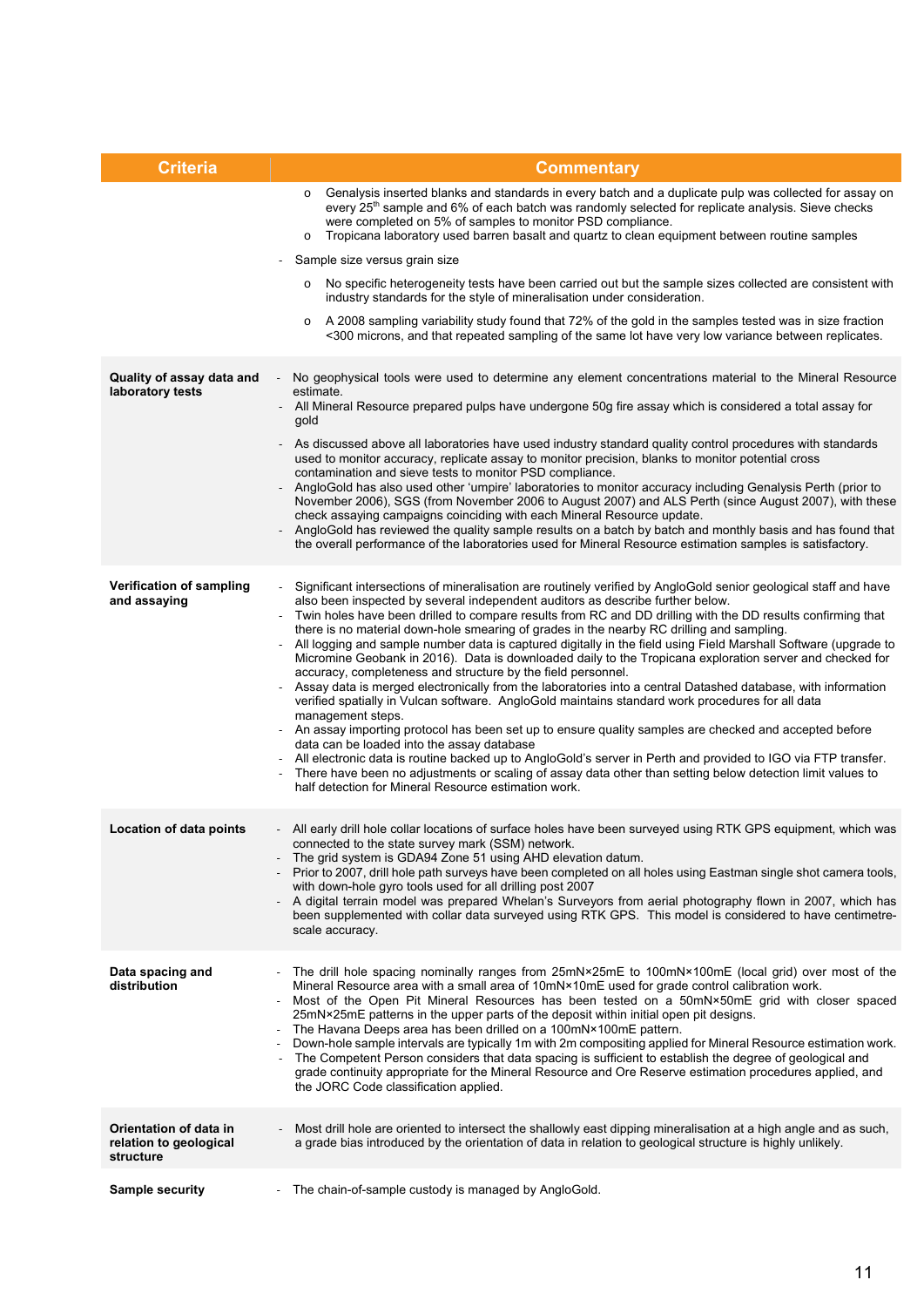| Criteria | Commentary |
|---|---|
| | ◦ Genalysis inserted blanks and standards in every batch and a duplicate pulp was collected for assay on every 25th sample and 6% of each batch was randomly selected for replicate analysis. Sieve checks were completed on 5% of samples to monitor PSD compliance.<br>◦ Tropicana laboratory used barren basalt and quartz to clean equipment between routine samples<br>- Sample size versus grain size<br>◦ No specific heterogeneity tests have been carried out but the sample sizes collected are consistent with industry standards for the style of mineralisation under consideration.<br>◦ A 2008 sampling variability study found that 72% of the gold in the samples tested was in size fraction <300 microns, and that repeated sampling of the same lot have very low variance between replicates. |
| **Quality of assay data and laboratory tests** | - No geophysical tools were used to determine any element concentrations material to the Mineral Resource estimate.<br>- All Mineral Resource prepared pulps have undergone 50g fire assay which is considered a total assay for gold<br>- As discussed above all laboratories have used industry standard quality control procedures with standards used to monitor accuracy, replicate assay to monitor precision, blanks to monitor potential cross contamination and sieve tests to monitor PSD compliance.<br>- AngloGold has also used other 'umpire' laboratories to monitor accuracy including Genalysis Perth (prior to November 2006), SGS (from November 2006 to August 2007) and ALS Perth (since August 2007), with these check assaying campaigns coinciding with each Mineral Resource update.<br>- AngloGold has reviewed the quality sample results on a batch by batch and monthly basis and has found that the overall performance of the laboratories used for Mineral Resource estimation samples is satisfactory. |
| **Verification of sampling and assaying** | - Significant intersections of mineralisation are routinely verified by AngloGold senior geological staff and have also been inspected by several independent auditors as describe further below.<br>- Twin holes have been drilled to compare results from RC and DD drilling with the DD results confirming that there is no material down-hole smearing of grades in the nearby RC drilling and sampling.<br>- All logging and sample number data is captured digitally in the field using Field Marshall Software (upgrade to Micromine Geobank in 2016). Data is downloaded daily to the Tropicana exploration server and checked for accuracy, completeness and structure by the field personnel.<br>- Assay data is merged electronically from the laboratories into a central Datashed database, with information verified spatially in Vulcan software. AngloGold maintains standard work procedures for all data management steps.<br>- An assay importing protocol has been set up to ensure quality samples are checked and accepted before data can be loaded into the assay database<br>- All electronic data is routine backed up to AngloGold's server in Perth and provided to IGO via FTP transfer.<br>- There have been no adjustments or scaling of assay data other than setting below detection limit values to half detection for Mineral Resource estimation work. |
| **Location of data points** | - All early drill hole collar locations of surface holes have been surveyed using RTK GPS equipment, which was connected to the state survey mark (SSM) network.<br>- The grid system is GDA94 Zone 51 using AHD elevation datum.<br>- Prior to 2007, drill hole path surveys have been completed on all holes using Eastman single shot camera tools, with down-hole gyro tools used for all drilling post 2007<br>- A digital terrain model was prepared Whelan's Surveyors from aerial photography flown in 2007, which has been supplemented with collar data surveyed using RTK GPS. This model is considered to have centimetre-scale accuracy. |
| **Data spacing and distribution** | - The drill hole spacing nominally ranges from 25mN×25mE to 100mN×100mE (local grid) over most of the Mineral Resource area with a small area of 10mN×10mE used for grade control calibration work.<br>- Most of the Open Pit Mineral Resources has been tested on a 50mN×50mE grid with closer spaced 25mN×25mE patterns in the upper parts of the deposit within initial open pit designs.<br>- The Havana Deeps area has been drilled on a 100mN×100mE pattern.<br>- Down-hole sample intervals are typically 1m with 2m compositing applied for Mineral Resource estimation work.<br>- The Competent Person considers that data spacing is sufficient to establish the degree of geological and grade continuity appropriate for the Mineral Resource and Ore Reserve estimation procedures applied, and the JORC Code classification applied. |
| **Orientation of data in relation to geological structure** | - Most drill hole are oriented to intersect the shallowly east dipping mineralisation at a high angle and as such, a grade bias introduced by the orientation of data in relation to geological structure is highly unlikely. |
| **Sample security** | - The chain-of-sample custody is managed by AngloGold. |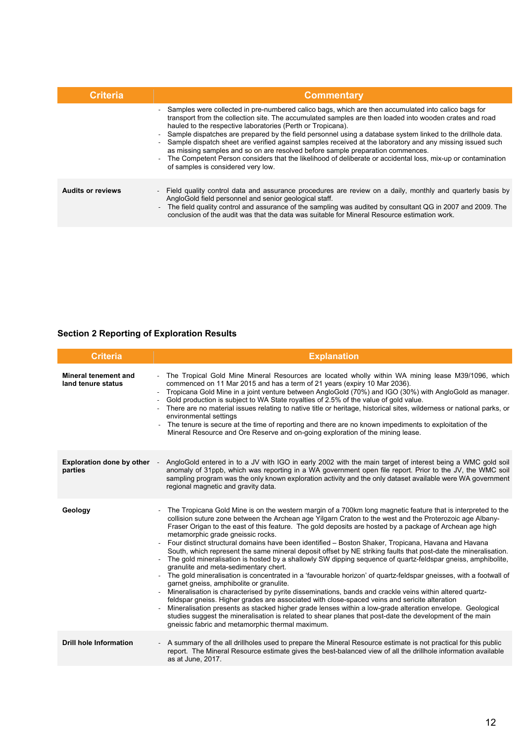| Criteria | Commentary |
| --- | --- |
| | - Samples were collected in pre-numbered calico bags, which are then accumulated into calico bags for transport from the collection site. The accumulated samples are then loaded into wooden crates and road hauled to the respective laboratories (Perth or Tropicana).<br>- Sample dispatches are prepared by the field personnel using a database system linked to the drillhole data.<br>- Sample dispatch sheet are verified against samples received at the laboratory and any missing issued such as missing samples and so on are resolved before sample preparation commences.<br>- The Competent Person considers that the likelihood of deliberate or accidental loss, mix-up or contamination of samples is considered very low. |
| **Audits or reviews** | - Field quality control data and assurance procedures are review on a daily, monthly and quarterly basis by AngloGold field personnel and senior geological staff.<br>- The field quality control and assurance of the sampling was audited by consultant QG in 2007 and 2009. The conclusion of the audit was that the data was suitable for Mineral Resource estimation work. |

## Section 2 Reporting of Exploration Results

| Criteria | Explanation |
| --- | --- |
| **Mineral tenement and land tenure status** | - The Tropical Gold Mine Mineral Resources are located wholly within WA mining lease M39/1096, which commenced on 11 Mar 2015 and has a term of 21 years (expiry 10 Mar 2036).<br>- Tropicana Gold Mine in a joint venture between AngloGold (70%) and IGO (30%) with AngloGold as manager.<br>- Gold production is subject to WA State royalties of 2.5% of the value of gold value.<br>- There are no material issues relating to native title or heritage, historical sites, wilderness or national parks, or environmental settings<br>- The tenure is secure at the time of reporting and there are no known impediments to exploitation of the Mineral Resource and Ore Reserve and on-going exploration of the mining lease. |
| **Exploration done by other parties** | - AngloGold entered in to a JV with IGO in early 2002 with the main target of interest being a WMC gold soil anomaly of 31ppb, which was reporting in a WA government open file report. Prior to the JV, the WMC soil sampling program was the only known exploration activity and the only dataset available were WA government regional magnetic and gravity data. |
| **Geology** | - The Tropicana Gold Mine is on the western margin of a 700km long magnetic feature that is interpreted to the collision suture zone between the Archean age Yilgarn Craton to the west and the Proterozoic age Albany-Fraser Origan to the east of this feature. The gold deposits are hosted by a package of Archean age high metamorphic grade gneissic rocks.<br>- Four distinct structural domains have been identified – Boston Shaker, Tropicana, Havana and Havana South, which represent the same mineral deposit offset by NE striking faults that post-date the mineralisation.<br>- The gold mineralisation is hosted by a shallowly SW dipping sequence of quartz-feldspar gneiss, amphibolite, granulite and meta-sedimentary chert.<br>- The gold mineralisation is concentrated in a 'favourable horizon' of quartz-feldspar gneisses, with a footwall of garnet gneiss, amphibolite or granulite.<br>- Mineralisation is characterised by pyrite disseminations, bands and crackle veins within altered quartz-feldspar gneiss. Higher grades are associated with close-spaced veins and sericite alteration<br>- Mineralisation presents as stacked higher grade lenses within a low-grade alteration envelope. Geological studies suggest the mineralisation is related to shear planes that post-date the development of the main gneissic fabric and metamorphic thermal maximum. |
| **Drill hole Information** | - A summary of the all drillholes used to prepare the Mineral Resource estimate is not practical for this public report. The Mineral Resource estimate gives the best-balanced view of all the drillhole information available as at June, 2017. |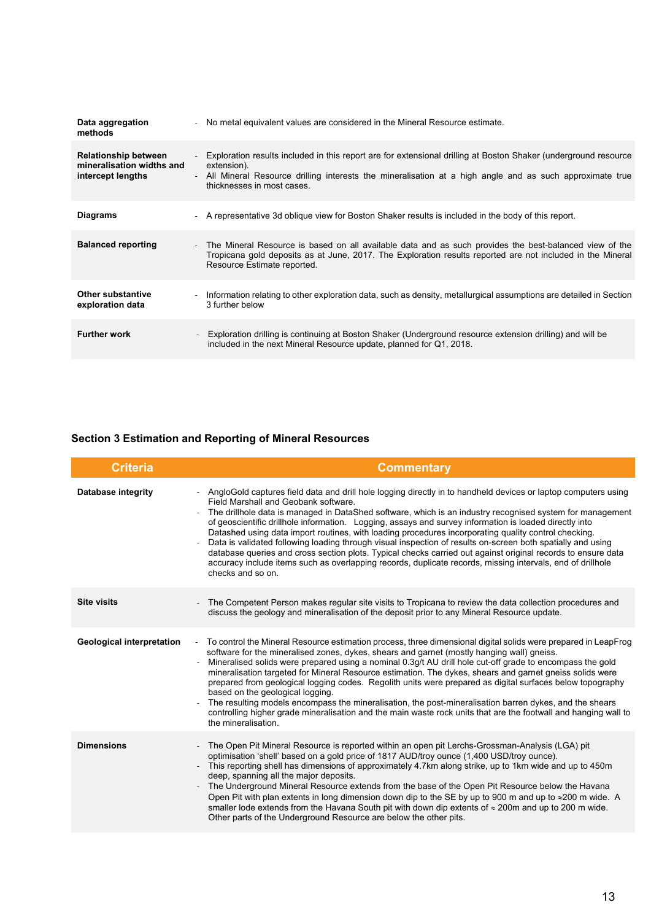| | |
|---|---|
| **Data aggregation methods** | - No metal equivalent values are considered in the Mineral Resource estimate. |
| **Relationship between mineralisation widths and intercept lengths** | - Exploration results included in this report are for extensional drilling at Boston Shaker (underground resource extension).<br>- All Mineral Resource drilling interests the mineralisation at a high angle and as such approximate true thicknesses in most cases. |
| **Diagrams** | - A representative 3d oblique view for Boston Shaker results is included in the body of this report. |
| **Balanced reporting** | - The Mineral Resource is based on all available data and as such provides the best-balanced view of the Tropicana gold deposits as at June, 2017. The Exploration results reported are not included in the Mineral Resource Estimate reported. |
| **Other substantive exploration data** | - Information relating to other exploration data, such as density, metallurgical assumptions are detailed in Section 3 further below |
| **Further work** | - Exploration drilling is continuing at Boston Shaker (Underground resource extension drilling) and will be included in the next Mineral Resource update, planned for Q1, 2018. |

## Section 3 Estimation and Reporting of Mineral Resources

| Criteria | Commentary |
|---|---|
| **Database integrity** | - AngloGold captures field data and drill hole logging directly in to handheld devices or laptop computers using Field Marshall and Geobank software.<br>- The drillhole data is managed in DataShed software, which is an industry recognised system for management of geoscientific drillhole information. Logging, assays and survey information is loaded directly into Datashed using data import routines, with loading procedures incorporating quality control checking.<br>- Data is validated following loading through visual inspection of results on-screen both spatially and using database queries and cross section plots. Typical checks carried out against original records to ensure data accuracy include items such as overlapping records, duplicate records, missing intervals, end of drillhole checks and so on. |
| **Site visits** | - The Competent Person makes regular site visits to Tropicana to review the data collection procedures and discuss the geology and mineralisation of the deposit prior to any Mineral Resource update. |
| **Geological interpretation** | - To control the Mineral Resource estimation process, three dimensional digital solids were prepared in LeapFrog software for the mineralised zones, dykes, shears and garnet (mostly hanging wall) gneiss.<br>- Mineralised solids were prepared using a nominal 0.3g/t AU drill hole cut-off grade to encompass the gold mineralisation targeted for Mineral Resource estimation. The dykes, shears and garnet gneiss solids were prepared from geological logging codes. Regolith units were prepared as digital surfaces below topography based on the geological logging.<br>- The resulting models encompass the mineralisation, the post-mineralisation barren dykes, and the shears controlling higher grade mineralisation and the main waste rock units that are the footwall and hanging wall to the mineralisation. |
| **Dimensions** | - The Open Pit Mineral Resource is reported within an open pit Lerchs-Grossman-Analysis (LGA) pit optimisation 'shell' based on a gold price of 1817 AUD/troy ounce (1,400 USD/troy ounce).<br>- This reporting shell has dimensions of approximately 4.7km along strike, up to 1km wide and up to 450m deep, spanning all the major deposits.<br>- The Underground Mineral Resource extends from the base of the Open Pit Resource below the Havana Open Pit with plan extents in long dimension down dip to the SE by up to 900 m and up to ≈200 m wide. A smaller lode extends from the Havana South pit with down dip extents of ≈ 200m and up to 200 m wide. Other parts of the Underground Resource are below the other pits. |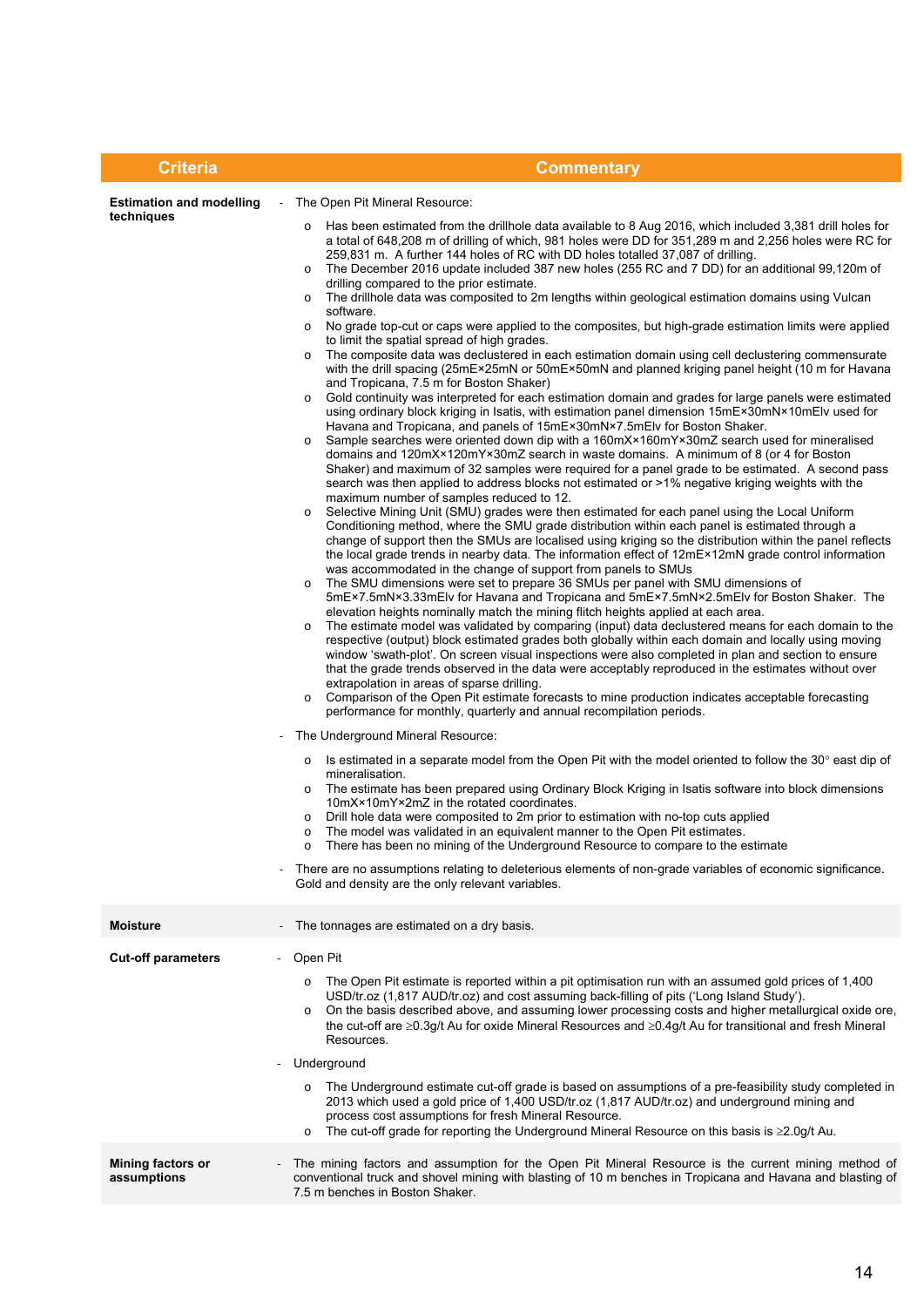| Criteria | Commentary |
|---|---|
| **Estimation and modelling techniques** | - The Open Pit Mineral Resource:<br>o Has been estimated from the drillhole data available to 8 Aug 2016, which included 3,381 drill holes for a total of 648,208 m of drilling of which, 981 holes were DD for 351,289 m and 2,256 holes were RC for 259,831 m. A further 144 holes of RC with DD holes totalled 37,087 of drilling.<br>o The December 2016 update included 387 new holes (255 RC and 7 DD) for an additional 99,120m of drilling compared to the prior estimate.<br>o The drillhole data was composited to 2m lengths within geological estimation domains using Vulcan software.<br>o No grade top-cut or caps were applied to the composites, but high-grade estimation limits were applied to limit the spatial spread of high grades.<br>o The composite data was declustered in each estimation domain using cell declustering commensurate with the drill spacing (25mE×25mN or 50mE×50mN and planned kriging panel height (10 m for Havana and Tropicana, 7.5 m for Boston Shaker)<br>o Gold continuity was interpreted for each estimation domain and grades for large panels were estimated using ordinary block kriging in Isatis, with estimation panel dimension 15mE×30mN×10mElv used for Havana and Tropicana, and panels of 15mE×30mN×7.5mElv for Boston Shaker.<br>o Sample searches were oriented down dip with a 160mX×160mY×30mZ search used for mineralised domains and 120mX×120mY×30mZ search in waste domains. A minimum of 8 (or 4 for Boston Shaker) and maximum of 32 samples were required for a panel grade to be estimated. A second pass search was then applied to address blocks not estimated or >1% negative kriging weights with the maximum number of samples reduced to 12.<br>o Selective Mining Unit (SMU) grades were then estimated for each panel using the Local Uniform Conditioning method, where the SMU grade distribution within each panel is estimated through a change of support then the SMUs are localised using kriging so the distribution within the panel reflects the local grade trends in nearby data. The information effect of 12mE×12mN grade control information was accommodated in the change of support from panels to SMUs<br>o The SMU dimensions were set to prepare 36 SMUs per panel with SMU dimensions of 5mE×7.5mN×3.33mElv for Havana and Tropicana and 5mE×7.5mN×2.5mElv for Boston Shaker. The elevation heights nominally match the mining flitch heights applied at each area.<br>o The estimate model was validated by comparing (input) data declustered means for each domain to the respective (output) block estimated grades both globally within each domain and locally using moving window 'swath-plot'. On screen visual inspections were also completed in plan and section to ensure that the grade trends observed in the data were acceptably reproduced in the estimates without over extrapolation in areas of sparse drilling.<br>o Comparison of the Open Pit estimate forecasts to mine production indicates acceptable forecasting performance for monthly, quarterly and annual recompilation periods.<br>- The Underground Mineral Resource:<br>o Is estimated in a separate model from the Open Pit with the model oriented to follow the 30° east dip of mineralisation.<br>o The estimate has been prepared using Ordinary Block Kriging in Isatis software into block dimensions 10mX×10mY×2mZ in the rotated coordinates.<br>o Drill hole data were composited to 2m prior to estimation with no-top cuts applied<br>o The model was validated in an equivalent manner to the Open Pit estimates.<br>o There has been no mining of the Underground Resource to compare to the estimate<br>- There are no assumptions relating to deleterious elements of non-grade variables of economic significance. Gold and density are the only relevant variables. |
| **Moisture** | - The tonnages are estimated on a dry basis. |
| **Cut-off parameters** | - Open Pit<br>o The Open Pit estimate is reported within a pit optimisation run with an assumed gold prices of 1,400 USD/tr.oz (1,817 AUD/tr.oz) and cost assuming back-filling of pits ('Long Island Study').<br>o On the basis described above, and assuming lower processing costs and higher metallurgical oxide ore, the cut-off are ≥0.3g/t Au for oxide Mineral Resources and ≥0.4g/t Au for transitional and fresh Mineral Resources.<br>- Underground<br>o The Underground estimate cut-off grade is based on assumptions of a pre-feasibility study completed in 2013 which used a gold price of 1,400 USD/tr.oz (1,817 AUD/tr.oz) and underground mining and process cost assumptions for fresh Mineral Resource.<br>o The cut-off grade for reporting the Underground Mineral Resource on this basis is ≥2.0g/t Au. |
| **Mining factors or assumptions** | - The mining factors and assumption for the Open Pit Mineral Resource is the current mining method of conventional truck and shovel mining with blasting of 10 m benches in Tropicana and Havana and blasting of 7.5 m benches in Boston Shaker. |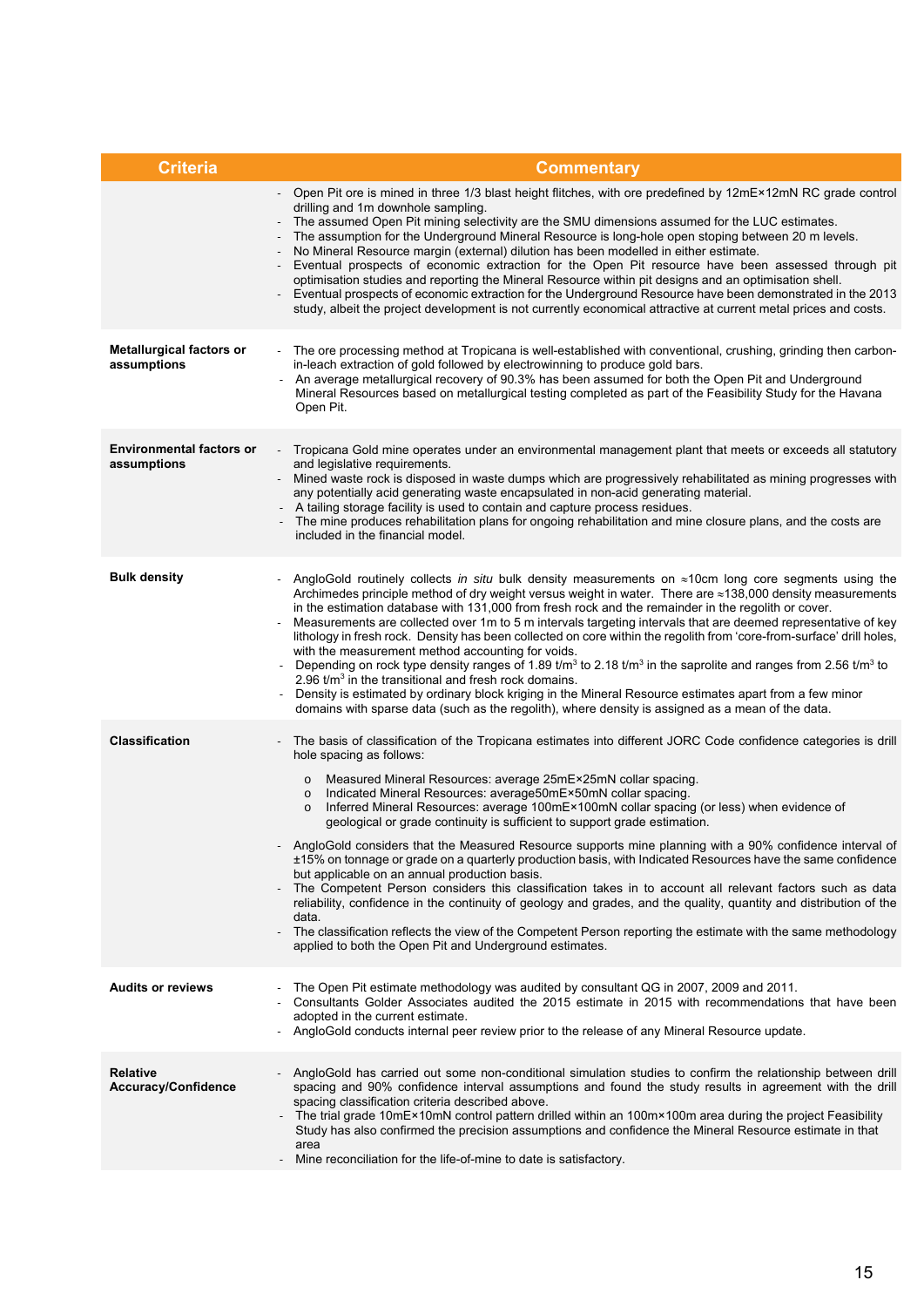| Criteria | Commentary |
|---|---|
| | - Open Pit ore is mined in three 1/3 blast height flitches, with ore predefined by 12mE×12mN RC grade control drilling and 1m downhole sampling.<br>- The assumed Open Pit mining selectivity are the SMU dimensions assumed for the LUC estimates.<br>- The assumption for the Underground Mineral Resource is long-hole open stoping between 20 m levels.<br>- No Mineral Resource margin (external) dilution has been modelled in either estimate.<br>- Eventual prospects of economic extraction for the Open Pit resource have been assessed through pit optimisation studies and reporting the Mineral Resource within pit designs and an optimisation shell.<br>- Eventual prospects of economic extraction for the Underground Resource have been demonstrated in the 2013 study, albeit the project development is not currently economical attractive at current metal prices and costs. |
| **Metallurgical factors or assumptions** | - The ore processing method at Tropicana is well-established with conventional, crushing, grinding then carbon-in-leach extraction of gold followed by electrowinning to produce gold bars.<br>- An average metallurgical recovery of 90.3% has been assumed for both the Open Pit and Underground Mineral Resources based on metallurgical testing completed as part of the Feasibility Study for the Havana Open Pit. |
| **Environmental factors or assumptions** | - Tropicana Gold mine operates under an environmental management plant that meets or exceeds all statutory and legislative requirements.<br>- Mined waste rock is disposed in waste dumps which are progressively rehabilitated as mining progresses with any potentially acid generating waste encapsulated in non-acid generating material.<br>- A tailing storage facility is used to contain and capture process residues.<br>- The mine produces rehabilitation plans for ongoing rehabilitation and mine closure plans, and the costs are included in the financial model. |
| **Bulk density** | - AngloGold routinely collects *in situ* bulk density measurements on ≈10cm long core segments using the Archimedes principle method of dry weight versus weight in water. There are ≈138,000 density measurements in the estimation database with 131,000 from fresh rock and the remainder in the regolith or cover.<br>- Measurements are collected over 1m to 5 m intervals targeting intervals that are deemed representative of key lithology in fresh rock. Density has been collected on core within the regolith from 'core-from-surface' drill holes, with the measurement method accounting for voids.<br>- Depending on rock type density ranges of 1.89 t/m³ to 2.18 t/m³ in the saprolite and ranges from 2.56 t/m³ to 2.96 t/m³ in the transitional and fresh rock domains.<br>- Density is estimated by ordinary block kriging in the Mineral Resource estimates apart from a few minor domains with sparse data (such as the regolith), where density is assigned as a mean of the data. |
| **Classification** | - The basis of classification of the Tropicana estimates into different JORC Code confidence categories is drill hole spacing as follows:<br>  o Measured Mineral Resources: average 25mE×25mN collar spacing.<br>  o Indicated Mineral Resources: average50mE×50mN collar spacing.<br>  o Inferred Mineral Resources: average 100mE×100mN collar spacing (or less) when evidence of geological or grade continuity is sufficient to support grade estimation.<br>- AngloGold considers that the Measured Resource supports mine planning with a 90% confidence interval of ±15% on tonnage or grade on a quarterly production basis, with Indicated Resources have the same confidence but applicable on an annual production basis.<br>- The Competent Person considers this classification takes in to account all relevant factors such as data reliability, confidence in the continuity of geology and grades, and the quality, quantity and distribution of the data.<br>- The classification reflects the view of the Competent Person reporting the estimate with the same methodology applied to both the Open Pit and Underground estimates. |
| **Audits or reviews** | - The Open Pit estimate methodology was audited by consultant QG in 2007, 2009 and 2011.<br>- Consultants Golder Associates audited the 2015 estimate in 2015 with recommendations that have been adopted in the current estimate.<br>- AngloGold conducts internal peer review prior to the release of any Mineral Resource update. |
| **Relative Accuracy/Confidence** | - AngloGold has carried out some non-conditional simulation studies to confirm the relationship between drill spacing and 90% confidence interval assumptions and found the study results in agreement with the drill spacing classification criteria described above.<br>- The trial grade 10mE×10mN control pattern drilled within an 100m×100m area during the project Feasibility Study has also confirmed the precision assumptions and confidence the Mineral Resource estimate in that area<br>- Mine reconciliation for the life-of-mine to date is satisfactory. |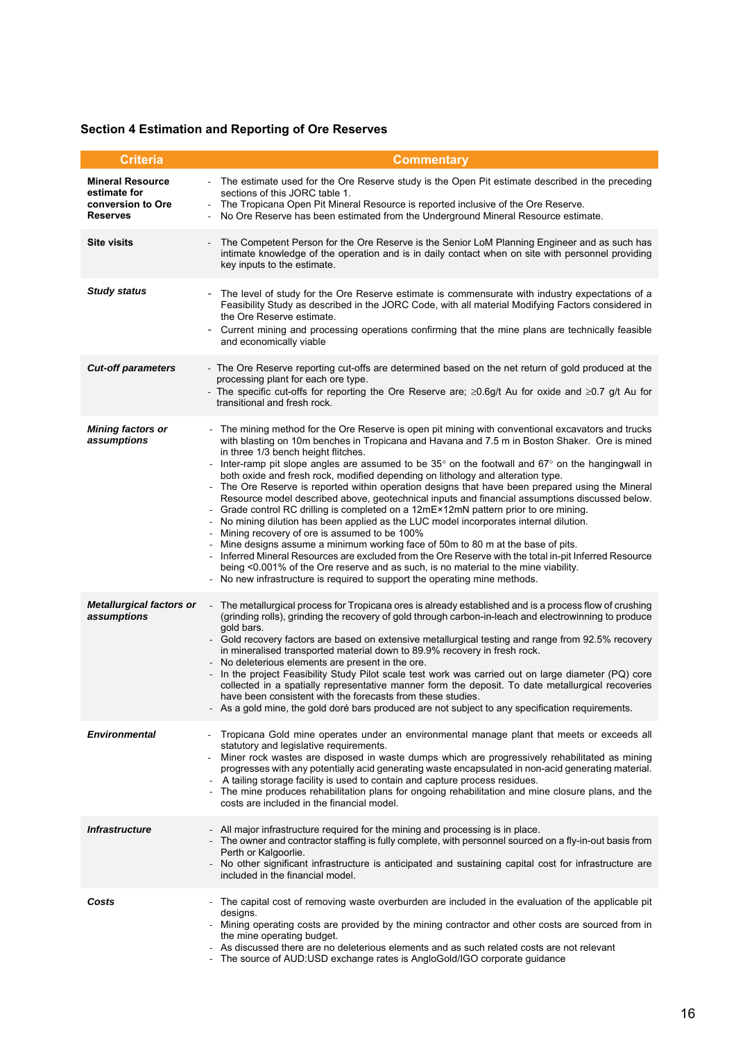## Section 4 Estimation and Reporting of Ore Reserves

| Criteria | Commentary |
|---|---|
| **Mineral Resource estimate for conversion to Ore Reserves** | - The estimate used for the Ore Reserve study is the Open Pit estimate described in the preceding sections of this JORC table 1.<br>- The Tropicana Open Pit Mineral Resource is reported inclusive of the Ore Reserve.<br>- No Ore Reserve has been estimated from the Underground Mineral Resource estimate. |
| **Site visits** | - The Competent Person for the Ore Reserve is the Senior LoM Planning Engineer and as such has intimate knowledge of the operation and is in daily contact when on site with personnel providing key inputs to the estimate. |
| ***Study status*** | - The level of study for the Ore Reserve estimate is commensurate with industry expectations of a Feasibility Study as described in the JORC Code, with all material Modifying Factors considered in the Ore Reserve estimate.<br>- Current mining and processing operations confirming that the mine plans are technically feasible and economically viable |
| ***Cut-off parameters*** | - The Ore Reserve reporting cut-offs are determined based on the net return of gold produced at the processing plant for each ore type.<br>- The specific cut-offs for reporting the Ore Reserve are; ≥0.6g/t Au for oxide and ≥0.7 g/t Au for transitional and fresh rock. |
| ***Mining factors or assumptions*** | - The mining method for the Ore Reserve is open pit mining with conventional excavators and trucks with blasting on 10m benches in Tropicana and Havana and 7.5 m in Boston Shaker. Ore is mined in three 1/3 bench height flitches.<br>- Inter-ramp pit slope angles are assumed to be 35° on the footwall and 67° on the hangingwall in both oxide and fresh rock, modified depending on lithology and alteration type.<br>- The Ore Reserve is reported within operation designs that have been prepared using the Mineral Resource model described above, geotechnical inputs and financial assumptions discussed below.<br>- Grade control RC drilling is completed on a 12mE×12mN pattern prior to ore mining.<br>- No mining dilution has been applied as the LUC model incorporates internal dilution.<br>- Mining recovery of ore is assumed to be 100%<br>- Mine designs assume a minimum working face of 50m to 80 m at the base of pits.<br>- Inferred Mineral Resources are excluded from the Ore Reserve with the total in-pit Inferred Resource being <0.001% of the Ore reserve and as such, is no material to the mine viability.<br>- No new infrastructure is required to support the operating mine methods. |
| ***Metallurgical factors or assumptions*** | - The metallurgical process for Tropicana ores is already established and is a process flow of crushing (grinding rolls), grinding the recovery of gold through carbon-in-leach and electrowinning to produce gold bars.<br>- Gold recovery factors are based on extensive metallurgical testing and range from 92.5% recovery in mineralised transported material down to 89.9% recovery in fresh rock.<br>- No deleterious elements are present in the ore.<br>- In the project Feasibility Study Pilot scale test work was carried out on large diameter (PQ) core collected in a spatially representative manner form the deposit. To date metallurgical recoveries have been consistent with the forecasts from these studies.<br>- As a gold mine, the gold doré bars produced are not subject to any specification requirements. |
| ***Environmental*** | - Tropicana Gold mine operates under an environmental manage plant that meets or exceeds all statutory and legislative requirements.<br>- Miner rock wastes are disposed in waste dumps which are progressively rehabilitated as mining progresses with any potentially acid generating waste encapsulated in non-acid generating material.<br>- A tailing storage facility is used to contain and capture process residues.<br>- The mine produces rehabilitation plans for ongoing rehabilitation and mine closure plans, and the costs are included in the financial model. |
| ***Infrastructure*** | - All major infrastructure required for the mining and processing is in place.<br>- The owner and contractor staffing is fully complete, with personnel sourced on a fly-in-out basis from Perth or Kalgoorlie.<br>- No other significant infrastructure is anticipated and sustaining capital cost for infrastructure are included in the financial model. |
| ***Costs*** | - The capital cost of removing waste overburden are included in the evaluation of the applicable pit designs.<br>- Mining operating costs are provided by the mining contractor and other costs are sourced from in the mine operating budget.<br>- As discussed there are no deleterious elements and as such related costs are not relevant<br>- The source of AUD:USD exchange rates is AngloGold/IGO corporate guidance |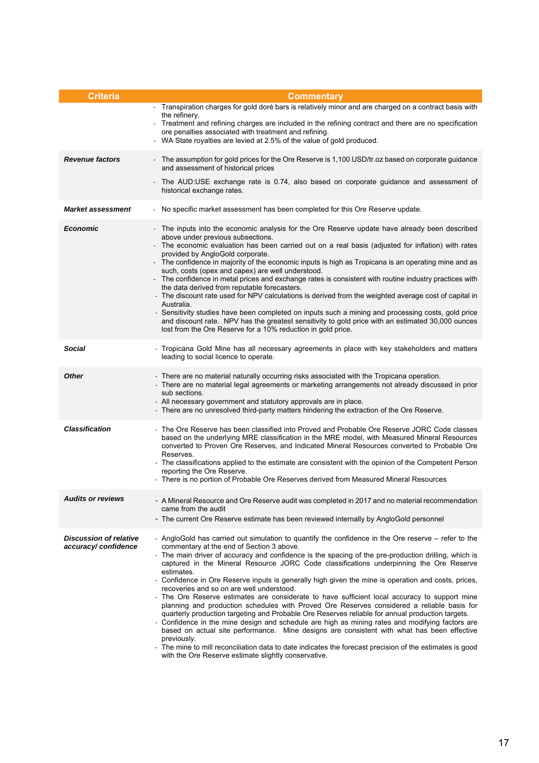| Criteria | Commentary |
|---|---|
| | - Transpiration charges for gold doré bars is relatively minor and are charged on a contract basis with the refinery.<br>- Treatment and refining charges are included in the refining contract and there are no specification ore penalties associated with treatment and refining.<br>- WA State royalties are levied at 2.5% of the value of gold produced. |
| ***Revenue factors*** | - The assumption for gold prices for the Ore Reserve is 1,100 USD/tr.oz based on corporate guidance and assessment of historical prices<br>- The AUD:USE exchange rate is 0.74, also based on corporate guidance and assessment of historical exchange rates. |
| ***Market assessment*** | - No specific market assessment has been completed for this Ore Reserve update. |
| ***Economic*** | - The inputs into the economic analysis for the Ore Reserve update have already been described above under previous subsections.<br>- The economic evaluation has been carried out on a real basis (adjusted for inflation) with rates provided by AngloGold corporate.<br>- The confidence in majority of the economic inputs is high as Tropicana is an operating mine and as such, costs (opex and capex) are well understood.<br>- The confidence in metal prices and exchange rates is consistent with routine industry practices with the data derived from reputable forecasters.<br>- The discount rate used for NPV calculations is derived from the weighted average cost of capital in Australia.<br>- Sensitivity studies have been completed on inputs such a mining and processing costs, gold price and discount rate. NPV has the greatest sensitivity to gold price with an estimated 30,000 ounces lost from the Ore Reserve for a 10% reduction in gold price. |
| ***Social*** | - Tropicana Gold Mine has all necessary agreements in place with key stakeholders and matters leading to social licence to operate. |
| ***Other*** | - There are no material naturally occurring risks associated with the Tropicana operation.<br>- There are no material legal agreements or marketing arrangements not already discussed in prior sub sections.<br>- All necessary government and statutory approvals are in place.<br>- There are no unresolved third-party matters hindering the extraction of the Ore Reserve. |
| ***Classification*** | - The Ore Reserve has been classified into Proved and Probable Ore Reserve JORC Code classes based on the underlying MRE classification in the MRE model, with Measured Mineral Resources converted to Proven Ore Reserves, and Indicated Mineral Resources converted to Probable Ore Reserves.<br>- The classifications applied to the estimate are consistent with the opinion of the Competent Person reporting the Ore Reserve.<br>- There is no portion of Probable Ore Reserves derived from Measured Mineral Resources |
| ***Audits or reviews*** | - A Mineral Resource and Ore Reserve audit was completed in 2017 and no material recommendation came from the audit<br>- The current Ore Reserve estimate has been reviewed internally by AngloGold personnel |
| ***Discussion of relative accuracy/ confidence*** | - AngloGold has carried out simulation to quantify the confidence in the Ore reserve – refer to the commentary at the end of Section 3 above.<br>- The main driver of accuracy and confidence is the spacing of the pre-production drilling, which is captured in the Mineral Resource JORC Code classifications underpinning the Ore Reserve estimates.<br>- Confidence in Ore Reserve inputs is generally high given the mine is operation and costs, prices, recoveries and so on are well understood.<br>- The Ore Reserve estimates are considerate to have sufficient local accuracy to support mine planning and production schedules with Proved Ore Reserves considered a reliable basis for quarterly production targeting and Probable Ore Reserves reliable for annual production targets.<br>- Confidence in the mine design and schedule are high as mining rates and modifying factors are based on actual site performance. Mine designs are consistent with what has been effective previously.<br>- The mine to mill reconciliation data to date indicates the forecast precision of the estimates is good with the Ore Reserve estimate slightly conservative. |